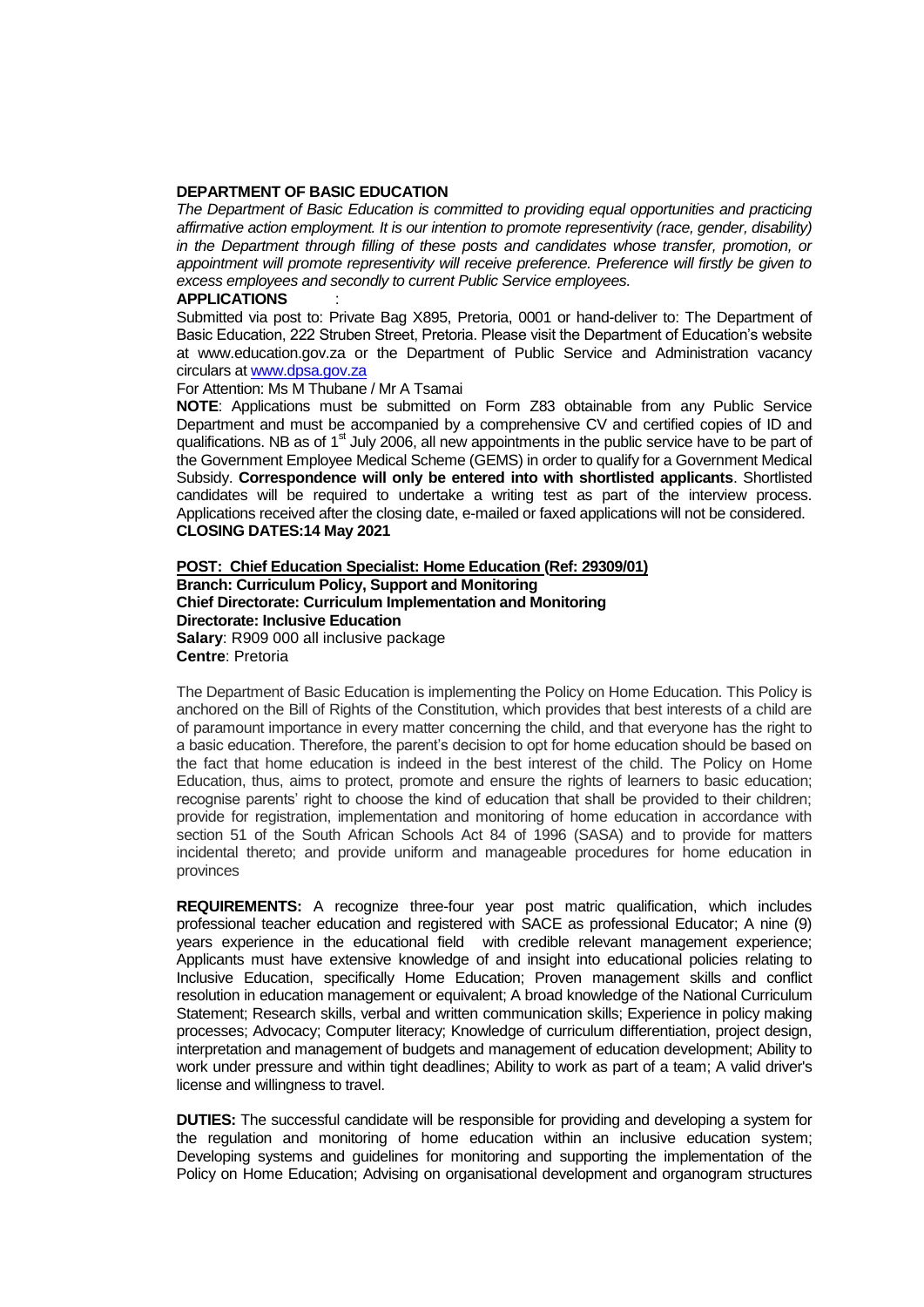**DEPARTMENT OF BASIC EDUCATION**

*The Department of Basic Education is committed to providing equal opportunities and practicing affirmative action employment. It is our intention to promote representivity (race, gender, disability) in the Department through filling of these posts and candidates whose transfer, promotion, or appointment will promote representivity will receive preference. Preference will firstly be given to excess employees and secondly to current Public Service employees.*

**APPLICATIONS** :

Submitted via post to: Private Bag X895, Pretoria, 0001 or hand-deliver to: The Department of Basic Education, 222 Struben Street, Pretoria. Please visit the Department of Education's website at www.education.gov.za or the Department of Public Service and Administration vacancy circulars at www.dpsa.gov.za

For Attention: Ms M Thubane / Mr A Tsamai

**NOTE**: Applications must be submitted on Form Z83 obtainable from any Public Service Department and must be accompanied by a comprehensive CV and certified copies of ID and qualifications. NB as of 1st July 2006, all new appointments in the public service have to be part of the Government Employee Medical Scheme (GEMS) in order to qualify for a Government Medical Subsidy. **Correspondence will only be entered into with shortlisted applicants**. Shortlisted candidates will be required to undertake a writing test as part of the interview process. Applications received after the closing date, e-mailed or faxed applications will not be considered.

**CLOSING DATES:14 May 2021**

**POST: Chief Education Specialist: Home Education (Ref: 29309/01)**
**Branch: Curriculum Policy, Support and Monitoring**
**Chief Directorate: Curriculum Implementation and Monitoring**
**Directorate: Inclusive Education**
**Salary**: R909 000 all inclusive package
**Centre**: Pretoria

The Department of Basic Education is implementing the Policy on Home Education. This Policy is anchored on the Bill of Rights of the Constitution, which provides that best interests of a child are of paramount importance in every matter concerning the child, and that everyone has the right to a basic education. Therefore, the parent's decision to opt for home education should be based on the fact that home education is indeed in the best interest of the child. The Policy on Home Education, thus, aims to protect, promote and ensure the rights of learners to basic education; recognise parents' right to choose the kind of education that shall be provided to their children; provide for registration, implementation and monitoring of home education in accordance with section 51 of the South African Schools Act 84 of 1996 (SASA) and to provide for matters incidental thereto; and provide uniform and manageable procedures for home education in provinces

**REQUIREMENTS:** A recognize three-four year post matric qualification, which includes professional teacher education and registered with SACE as professional Educator; A nine (9) years experience in the educational field with credible relevant management experience; Applicants must have extensive knowledge of and insight into educational policies relating to Inclusive Education, specifically Home Education; Proven management skills and conflict resolution in education management or equivalent; A broad knowledge of the National Curriculum Statement; Research skills, verbal and written communication skills; Experience in policy making processes; Advocacy; Computer literacy; Knowledge of curriculum differentiation, project design, interpretation and management of budgets and management of education development; Ability to work under pressure and within tight deadlines; Ability to work as part of a team; A valid driver's license and willingness to travel.

**DUTIES:** The successful candidate will be responsible for providing and developing a system for the regulation and monitoring of home education within an inclusive education system; Developing systems and guidelines for monitoring and supporting the implementation of the Policy on Home Education; Advising on organisational development and organogram structures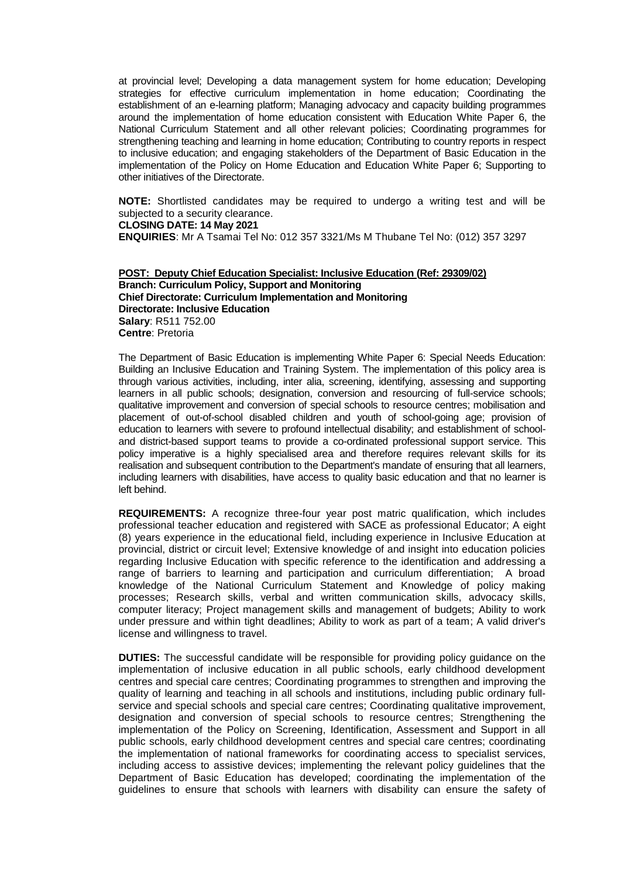at provincial level; Developing a data management system for home education; Developing strategies for effective curriculum implementation in home education; Coordinating the establishment of an e-learning platform; Managing advocacy and capacity building programmes around the implementation of home education consistent with Education White Paper 6, the National Curriculum Statement and all other relevant policies; Coordinating programmes for strengthening teaching and learning in home education; Contributing to country reports in respect to inclusive education; and engaging stakeholders of the Department of Basic Education in the implementation of the Policy on Home Education and Education White Paper 6; Supporting to other initiatives of the Directorate.

**NOTE:** Shortlisted candidates may be required to undergo a writing test and will be subjected to a security clearance.

**CLOSING DATE: 14 May 2021**

**ENQUIRIES**: Mr A Tsamai Tel No: 012 357 3321/Ms M Thubane Tel No: (012) 357 3297

**POST: Deputy Chief Education Specialist: Inclusive Education (Ref: 29309/02)**
**Branch: Curriculum Policy, Support and Monitoring**
**Chief Directorate: Curriculum Implementation and Monitoring**
**Directorate: Inclusive Education**
**Salary**: R511 752.00
**Centre**: Pretoria

The Department of Basic Education is implementing White Paper 6: Special Needs Education: Building an Inclusive Education and Training System. The implementation of this policy area is through various activities, including, inter alia, screening, identifying, assessing and supporting learners in all public schools; designation, conversion and resourcing of full-service schools; qualitative improvement and conversion of special schools to resource centres; mobilisation and placement of out-of-school disabled children and youth of school-going age; provision of education to learners with severe to profound intellectual disability; and establishment of school- and district-based support teams to provide a co-ordinated professional support service. This policy imperative is a highly specialised area and therefore requires relevant skills for its realisation and subsequent contribution to the Department's mandate of ensuring that all learners, including learners with disabilities, have access to quality basic education and that no learner is left behind.

**REQUIREMENTS:** A recognize three-four year post matric qualification, which includes professional teacher education and registered with SACE as professional Educator; A eight (8) years experience in the educational field, including experience in Inclusive Education at provincial, district or circuit level; Extensive knowledge of and insight into education policies regarding Inclusive Education with specific reference to the identification and addressing a range of barriers to learning and participation and curriculum differentiation; A broad knowledge of the National Curriculum Statement and Knowledge of policy making processes; Research skills, verbal and written communication skills, advocacy skills, computer literacy; Project management skills and management of budgets; Ability to work under pressure and within tight deadlines; Ability to work as part of a team; A valid driver's license and willingness to travel.

**DUTIES:** The successful candidate will be responsible for providing policy guidance on the implementation of inclusive education in all public schools, early childhood development centres and special care centres; Coordinating programmes to strengthen and improving the quality of learning and teaching in all schools and institutions, including public ordinary full-service and special schools and special care centres; Coordinating qualitative improvement, designation and conversion of special schools to resource centres; Strengthening the implementation of the Policy on Screening, Identification, Assessment and Support in all public schools, early childhood development centres and special care centres; coordinating the implementation of national frameworks for coordinating access to specialist services, including access to assistive devices; implementing the relevant policy guidelines that the Department of Basic Education has developed; coordinating the implementation of the guidelines to ensure that schools with learners with disability can ensure the safety of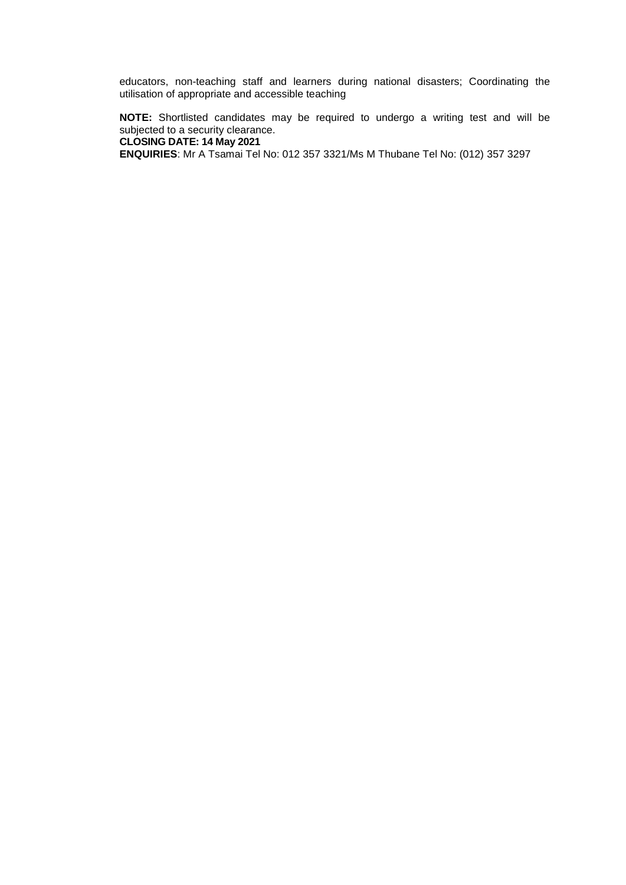educators, non-teaching staff and learners during national disasters; Coordinating the utilisation of appropriate and accessible teaching

**NOTE:** Shortlisted candidates may be required to undergo a writing test and will be subjected to a security clearance.

**CLOSING DATE: 14 May 2021**

**ENQUIRIES**: Mr A Tsamai Tel No: 012 357 3321/Ms M Thubane Tel No: (012) 357 3297